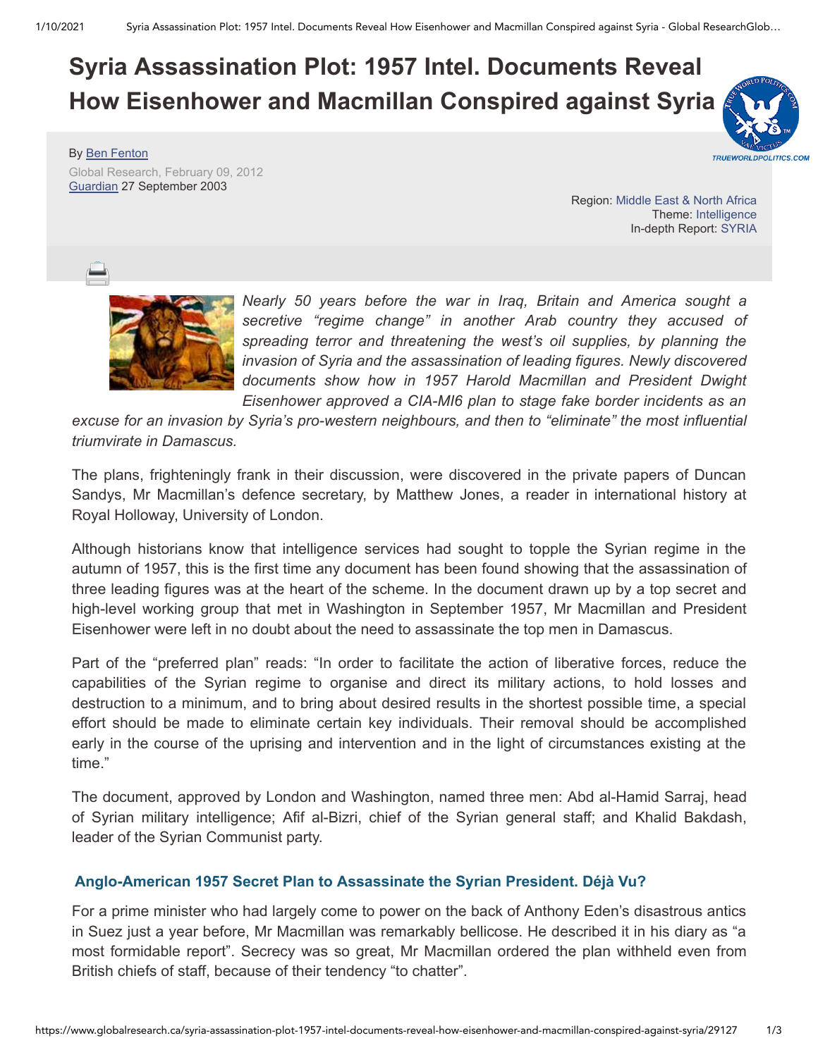# Syria Assassination Plot: 1957 Intel. Documents Reveal How Eisenhower and Macmillan Conspired against Syria

By Ben Fenton

Global Research, February 09, 2012

Guardian 27 September 2003

Region: Middle East & North Africa
Theme: Intelligence
In-depth Report: SYRIA

*Nearly 50 years before the war in Iraq, Britain and America sought a secretive "regime change" in another Arab country they accused of spreading terror and threatening the west's oil supplies, by planning the invasion of Syria and the assassination of leading figures. Newly discovered documents show how in 1957 Harold Macmillan and President Dwight Eisenhower approved a CIA-MI6 plan to stage fake border incidents as an excuse for an invasion by Syria's pro-western neighbours, and then to "eliminate" the most influential triumvirate in Damascus.*

The plans, frighteningly frank in their discussion, were discovered in the private papers of Duncan Sandys, Mr Macmillan's defence secretary, by Matthew Jones, a reader in international history at Royal Holloway, University of London.

Although historians know that intelligence services had sought to topple the Syrian regime in the autumn of 1957, this is the first time any document has been found showing that the assassination of three leading figures was at the heart of the scheme. In the document drawn up by a top secret and high-level working group that met in Washington in September 1957, Mr Macmillan and President Eisenhower were left in no doubt about the need to assassinate the top men in Damascus.

Part of the "preferred plan" reads: "In order to facilitate the action of liberative forces, reduce the capabilities of the Syrian regime to organise and direct its military actions, to hold losses and destruction to a minimum, and to bring about desired results in the shortest possible time, a special effort should be made to eliminate certain key individuals. Their removal should be accomplished early in the course of the uprising and intervention and in the light of circumstances existing at the time."

The document, approved by London and Washington, named three men: Abd al-Hamid Sarraj, head of Syrian military intelligence; Afif al-Bizri, chief of the Syrian general staff; and Khalid Bakdash, leader of the Syrian Communist party.

**Anglo-American 1957 Secret Plan to Assassinate the Syrian President. Déjà Vu?**

For a prime minister who had largely come to power on the back of Anthony Eden's disastrous antics in Suez just a year before, Mr Macmillan was remarkably bellicose. He described it in his diary as "a most formidable report". Secrecy was so great, Mr Macmillan ordered the plan withheld even from British chiefs of staff, because of their tendency "to chatter".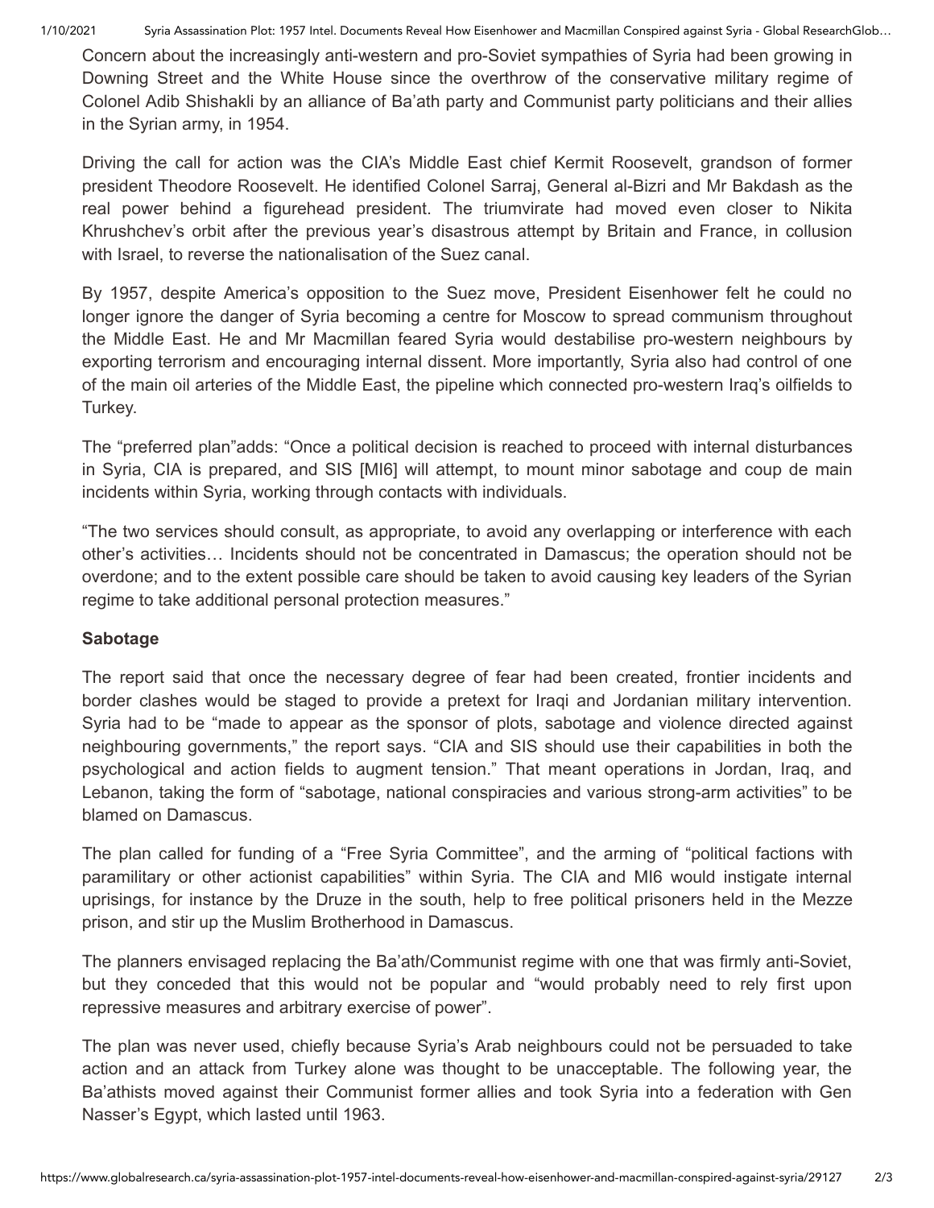Concern about the increasingly anti-western and pro-Soviet sympathies of Syria had been growing in Downing Street and the White House since the overthrow of the conservative military regime of Colonel Adib Shishakli by an alliance of Ba'ath party and Communist party politicians and their allies in the Syrian army, in 1954.

Driving the call for action was the CIA's Middle East chief Kermit Roosevelt, grandson of former president Theodore Roosevelt. He identified Colonel Sarraj, General al-Bizri and Mr Bakdash as the real power behind a figurehead president. The triumvirate had moved even closer to Nikita Khrushchev's orbit after the previous year's disastrous attempt by Britain and France, in collusion with Israel, to reverse the nationalisation of the Suez canal.

By 1957, despite America's opposition to the Suez move, President Eisenhower felt he could no longer ignore the danger of Syria becoming a centre for Moscow to spread communism throughout the Middle East. He and Mr Macmillan feared Syria would destabilise pro-western neighbours by exporting terrorism and encouraging internal dissent. More importantly, Syria also had control of one of the main oil arteries of the Middle East, the pipeline which connected pro-western Iraq's oilfields to Turkey.

The "preferred plan"adds: "Once a political decision is reached to proceed with internal disturbances in Syria, CIA is prepared, and SIS [MI6] will attempt, to mount minor sabotage and coup de main incidents within Syria, working through contacts with individuals.

"The two services should consult, as appropriate, to avoid any overlapping or interference with each other's activities… Incidents should not be concentrated in Damascus; the operation should not be overdone; and to the extent possible care should be taken to avoid causing key leaders of the Syrian regime to take additional personal protection measures."

**Sabotage**

The report said that once the necessary degree of fear had been created, frontier incidents and border clashes would be staged to provide a pretext for Iraqi and Jordanian military intervention. Syria had to be "made to appear as the sponsor of plots, sabotage and violence directed against neighbouring governments," the report says. "CIA and SIS should use their capabilities in both the psychological and action fields to augment tension." That meant operations in Jordan, Iraq, and Lebanon, taking the form of "sabotage, national conspiracies and various strong-arm activities" to be blamed on Damascus.

The plan called for funding of a "Free Syria Committee", and the arming of "political factions with paramilitary or other actionist capabilities" within Syria. The CIA and MI6 would instigate internal uprisings, for instance by the Druze in the south, help to free political prisoners held in the Mezze prison, and stir up the Muslim Brotherhood in Damascus.

The planners envisaged replacing the Ba'ath/Communist regime with one that was firmly anti-Soviet, but they conceded that this would not be popular and "would probably need to rely first upon repressive measures and arbitrary exercise of power".

The plan was never used, chiefly because Syria's Arab neighbours could not be persuaded to take action and an attack from Turkey alone was thought to be unacceptable. The following year, the Ba'athists moved against their Communist former allies and took Syria into a federation with Gen Nasser's Egypt, which lasted until 1963.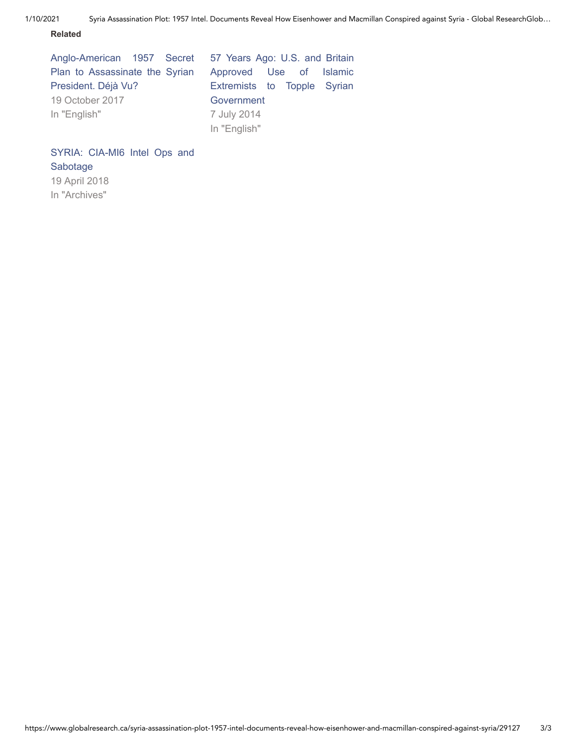**Related**

Anglo-American 1957 Secret Plan to Assassinate the Syrian President. Déjà Vu?
19 October 2017
In "English"

57 Years Ago: U.S. and Britain Approved Use of Islamic Extremists to Topple Syrian Government
7 July 2014
In "English"

SYRIA: CIA-MI6 Intel Ops and Sabotage
19 April 2018
In "Archives"